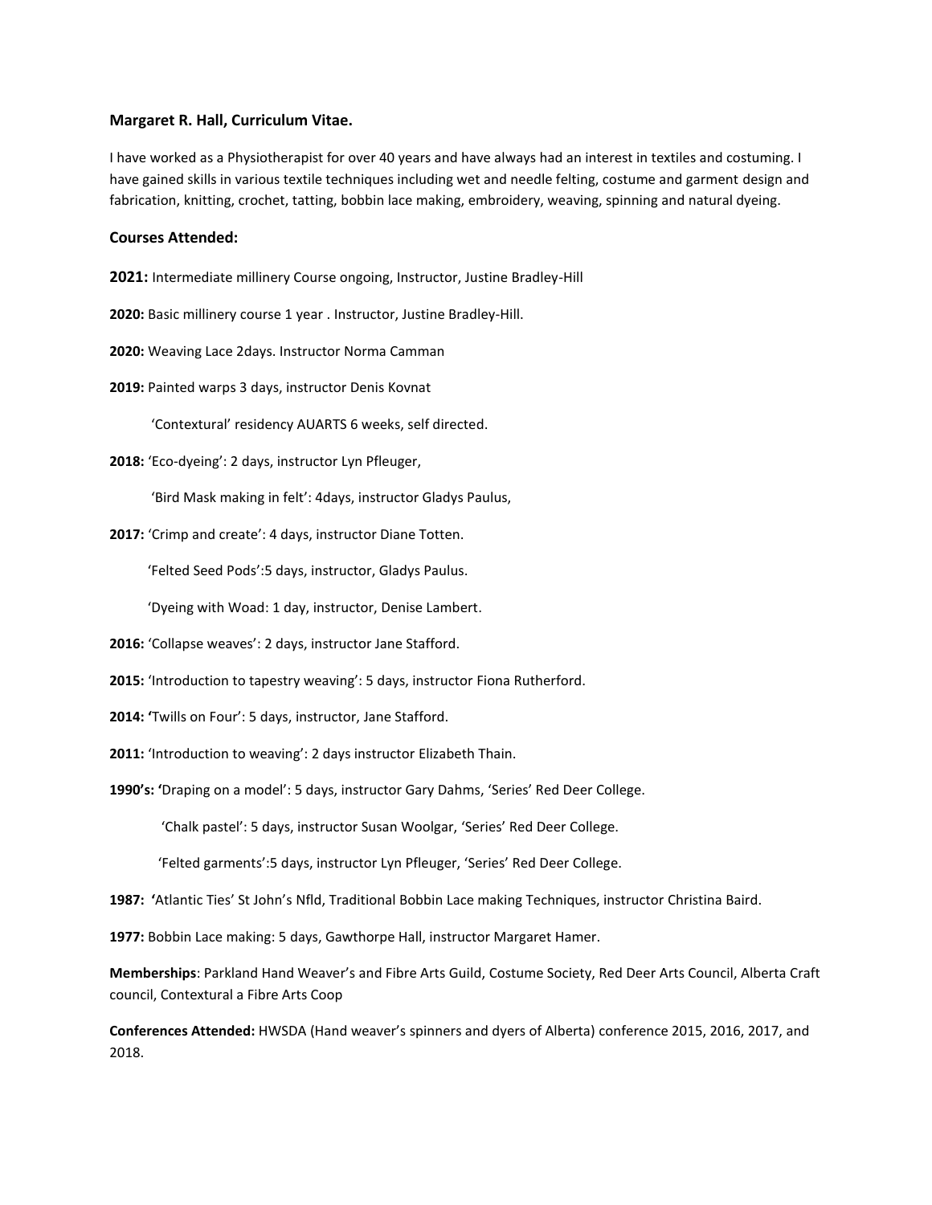**Margaret R. Hall, Curriculum Vitae.**

I have worked as a Physiotherapist for over 40 years and have always had an interest in textiles and costuming. I have gained skills in various textile techniques including wet and needle felting, costume and garment design and fabrication, knitting, crochet, tatting, bobbin lace making, embroidery, weaving, spinning and natural dyeing.

**Courses Attended:**

**2021:** Intermediate millinery Course ongoing, Instructor, Justine Bradley-Hill

**2020:** Basic millinery course 1 year . Instructor, Justine Bradley-Hill.

**2020:** Weaving Lace 2days. Instructor Norma Camman

**2019:** Painted warps 3 days, instructor Denis Kovnat

'Contextural' residency AUARTS 6 weeks, self directed.

**2018:** 'Eco-dyeing': 2 days, instructor Lyn Pfleuger,

'Bird Mask making in felt': 4days, instructor Gladys Paulus,

**2017:** 'Crimp and create': 4 days, instructor Diane Totten.

'Felted Seed Pods':5 days, instructor, Gladys Paulus.

'Dyeing with Woad: 1 day, instructor, Denise Lambert.

**2016:** 'Collapse weaves': 2 days, instructor Jane Stafford.

**2015:** 'Introduction to tapestry weaving': 5 days, instructor Fiona Rutherford.

**2014: '**Twills on Four': 5 days, instructor, Jane Stafford.

**2011:** 'Introduction to weaving': 2 days instructor Elizabeth Thain.

**1990's: '**Draping on a model': 5 days, instructor Gary Dahms, 'Series' Red Deer College.

'Chalk pastel': 5 days, instructor Susan Woolgar, 'Series' Red Deer College.

'Felted garments':5 days, instructor Lyn Pfleuger, 'Series' Red Deer College.

**1987: '**Atlantic Ties' St John's Nfld, Traditional Bobbin Lace making Techniques, instructor Christina Baird.

**1977:** Bobbin Lace making: 5 days, Gawthorpe Hall, instructor Margaret Hamer.

**Memberships**: Parkland Hand Weaver's and Fibre Arts Guild, Costume Society, Red Deer Arts Council, Alberta Craft council, Contextural a Fibre Arts Coop

**Conferences Attended:** HWSDA (Hand weaver's spinners and dyers of Alberta) conference 2015, 2016, 2017, and 2018.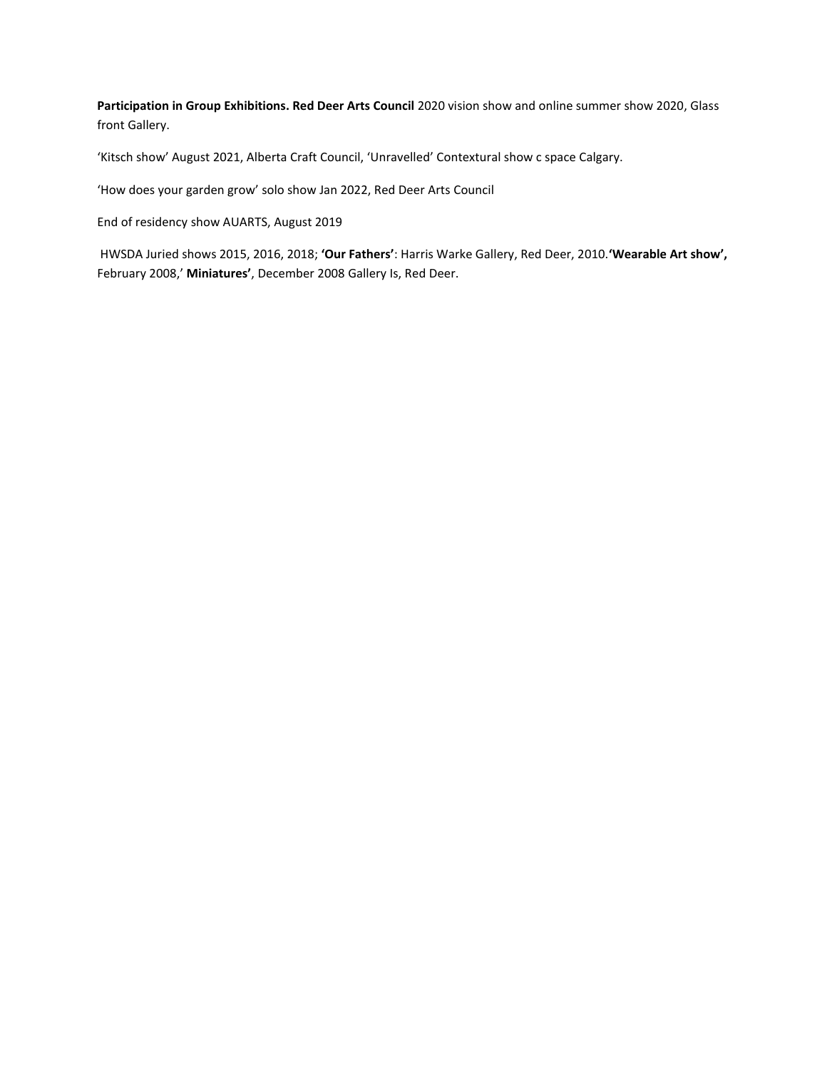**Participation in Group Exhibitions. Red Deer Arts Council** 2020 vision show and online summer show 2020, Glass front Gallery.

'Kitsch show' August 2021, Alberta Craft Council, 'Unravelled' Contextural show c space Calgary.

'How does your garden grow' solo show Jan 2022, Red Deer Arts Council

End of residency show AUARTS, August 2019

HWSDA Juried shows 2015, 2016, 2018; **'Our Fathers'**: Harris Warke Gallery, Red Deer, 2010.**'Wearable Art show',** February 2008,' **Miniatures'**, December 2008 Gallery Is, Red Deer.